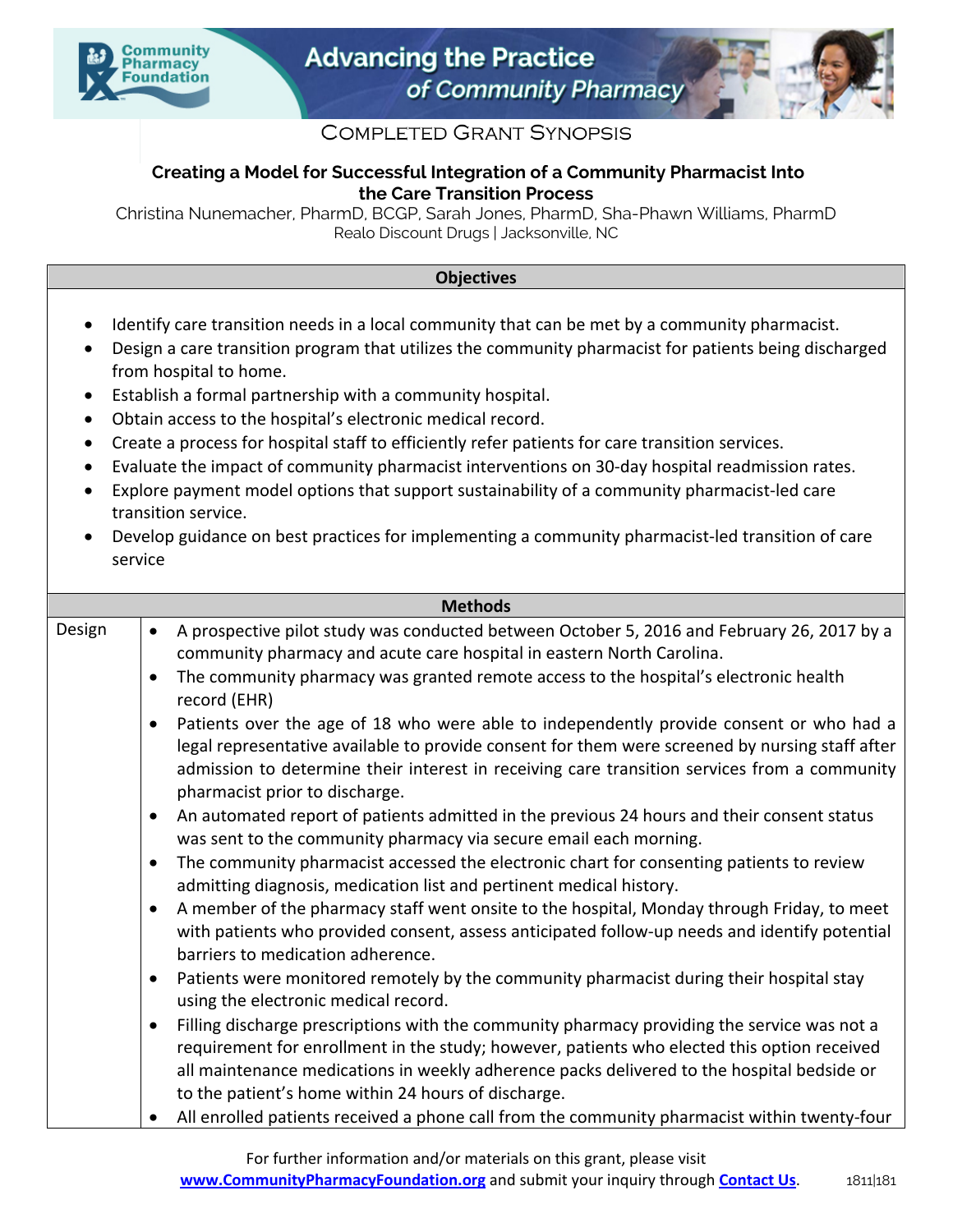# Completed Grant Synopsis

## Creating a Model for Successful Integration of a Community Pharmacist Into the Care Transition Process

Christina Nunemacher, PharmD, BCGP, Sarah Jones, PharmD, Sha-Phawn Williams, PharmD
Realo Discount Drugs | Jacksonville, NC

### Objectives

- Identify care transition needs in a local community that can be met by a community pharmacist.
- Design a care transition program that utilizes the community pharmacist for patients being discharged from hospital to home.
- Establish a formal partnership with a community hospital.
- Obtain access to the hospital's electronic medical record.
- Create a process for hospital staff to efficiently refer patients for care transition services.
- Evaluate the impact of community pharmacist interventions on 30-day hospital readmission rates.
- Explore payment model options that support sustainability of a community pharmacist-led care transition service.
- Develop guidance on best practices for implementing a community pharmacist-led transition of care service

### Methods

**Design**

- A prospective pilot study was conducted between October 5, 2016 and February 26, 2017 by a community pharmacy and acute care hospital in eastern North Carolina.
- The community pharmacy was granted remote access to the hospital's electronic health record (EHR)
- Patients over the age of 18 who were able to independently provide consent or who had a legal representative available to provide consent for them were screened by nursing staff after admission to determine their interest in receiving care transition services from a community pharmacist prior to discharge.
- An automated report of patients admitted in the previous 24 hours and their consent status was sent to the community pharmacy via secure email each morning.
- The community pharmacist accessed the electronic chart for consenting patients to review admitting diagnosis, medication list and pertinent medical history.
- A member of the pharmacy staff went onsite to the hospital, Monday through Friday, to meet with patients who provided consent, assess anticipated follow-up needs and identify potential barriers to medication adherence.
- Patients were monitored remotely by the community pharmacist during their hospital stay using the electronic medical record.
- Filling discharge prescriptions with the community pharmacy providing the service was not a requirement for enrollment in the study; however, patients who elected this option received all maintenance medications in weekly adherence packs delivered to the hospital bedside or to the patient's home within 24 hours of discharge.
- All enrolled patients received a phone call from the community pharmacist within twenty-four

For further information and/or materials on this grant, please visit **www.CommunityPharmacyFoundation.org** and submit your inquiry through **Contact Us**. 1811|181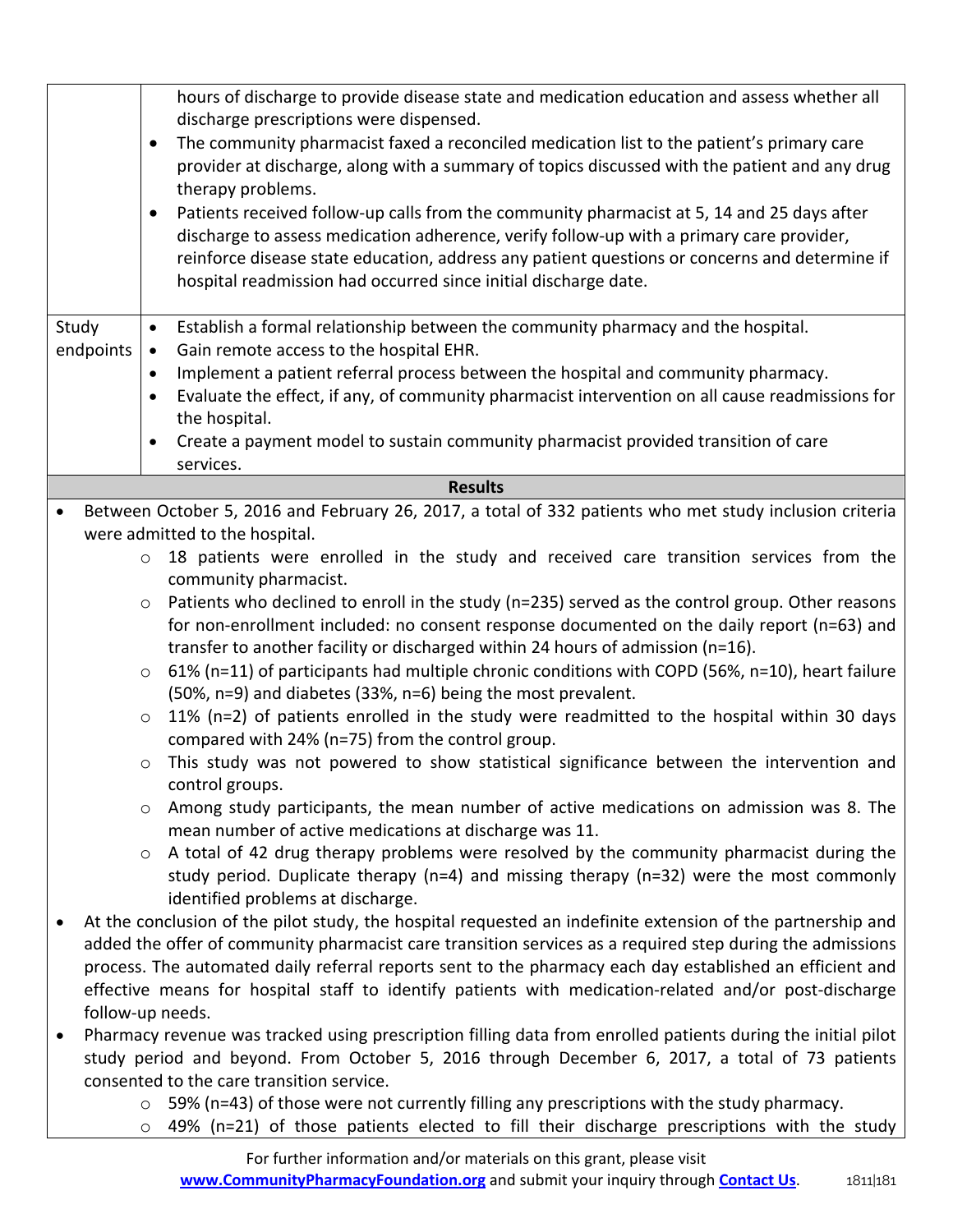|  |  |
|---|---|
|  | hours of discharge to provide disease state and medication education and assess whether all discharge prescriptions were dispensed.<br>• The community pharmacist faxed a reconciled medication list to the patient's primary care provider at discharge, along with a summary of topics discussed with the patient and any drug therapy problems.<br>• Patients received follow-up calls from the community pharmacist at 5, 14 and 25 days after discharge to assess medication adherence, verify follow-up with a primary care provider, reinforce disease state education, address any patient questions or concerns and determine if hospital readmission had occurred since initial discharge date. |
| Study endpoints | • Establish a formal relationship between the community pharmacy and the hospital.<br>• Gain remote access to the hospital EHR.<br>• Implement a patient referral process between the hospital and community pharmacy.<br>• Evaluate the effect, if any, of community pharmacist intervention on all cause readmissions for the hospital.<br>• Create a payment model to sustain community pharmacist provided transition of care services. |

**Results**

- Between October 5, 2016 and February 26, 2017, a total of 332 patients who met study inclusion criteria were admitted to the hospital.
    - 18 patients were enrolled in the study and received care transition services from the community pharmacist.
    - Patients who declined to enroll in the study (n=235) served as the control group. Other reasons for non-enrollment included: no consent response documented on the daily report (n=63) and transfer to another facility or discharged within 24 hours of admission (n=16).
    - 61% (n=11) of participants had multiple chronic conditions with COPD (56%, n=10), heart failure (50%, n=9) and diabetes (33%, n=6) being the most prevalent.
    - 11% (n=2) of patients enrolled in the study were readmitted to the hospital within 30 days compared with 24% (n=75) from the control group.
    - This study was not powered to show statistical significance between the intervention and control groups.
    - Among study participants, the mean number of active medications on admission was 8. The mean number of active medications at discharge was 11.
    - A total of 42 drug therapy problems were resolved by the community pharmacist during the study period. Duplicate therapy (n=4) and missing therapy (n=32) were the most commonly identified problems at discharge.
- At the conclusion of the pilot study, the hospital requested an indefinite extension of the partnership and added the offer of community pharmacist care transition services as a required step during the admissions process. The automated daily referral reports sent to the pharmacy each day established an efficient and effective means for hospital staff to identify patients with medication-related and/or post-discharge follow-up needs.
- Pharmacy revenue was tracked using prescription filling data from enrolled patients during the initial pilot study period and beyond. From October 5, 2016 through December 6, 2017, a total of 73 patients consented to the care transition service.
    - 59% (n=43) of those were not currently filling any prescriptions with the study pharmacy.
    - 49% (n=21) of those patients elected to fill their discharge prescriptions with the study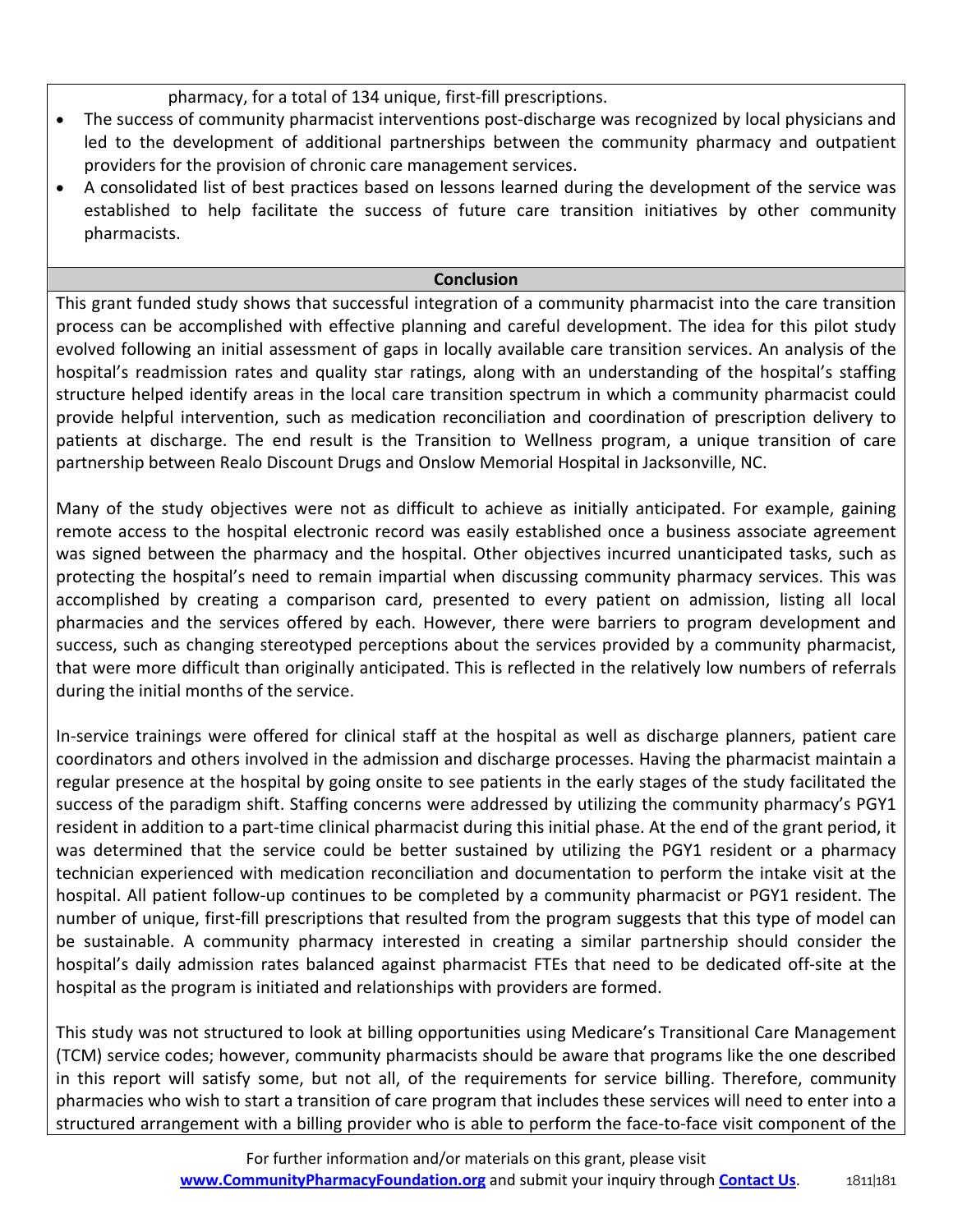pharmacy, for a total of 134 unique, first-fill prescriptions.

- The success of community pharmacist interventions post-discharge was recognized by local physicians and led to the development of additional partnerships between the community pharmacy and outpatient providers for the provision of chronic care management services.
- A consolidated list of best practices based on lessons learned during the development of the service was established to help facilitate the success of future care transition initiatives by other community pharmacists.

## Conclusion

This grant funded study shows that successful integration of a community pharmacist into the care transition process can be accomplished with effective planning and careful development. The idea for this pilot study evolved following an initial assessment of gaps in locally available care transition services. An analysis of the hospital's readmission rates and quality star ratings, along with an understanding of the hospital's staffing structure helped identify areas in the local care transition spectrum in which a community pharmacist could provide helpful intervention, such as medication reconciliation and coordination of prescription delivery to patients at discharge. The end result is the Transition to Wellness program, a unique transition of care partnership between Realo Discount Drugs and Onslow Memorial Hospital in Jacksonville, NC.

Many of the study objectives were not as difficult to achieve as initially anticipated. For example, gaining remote access to the hospital electronic record was easily established once a business associate agreement was signed between the pharmacy and the hospital. Other objectives incurred unanticipated tasks, such as protecting the hospital's need to remain impartial when discussing community pharmacy services. This was accomplished by creating a comparison card, presented to every patient on admission, listing all local pharmacies and the services offered by each. However, there were barriers to program development and success, such as changing stereotyped perceptions about the services provided by a community pharmacist, that were more difficult than originally anticipated. This is reflected in the relatively low numbers of referrals during the initial months of the service.

In-service trainings were offered for clinical staff at the hospital as well as discharge planners, patient care coordinators and others involved in the admission and discharge processes. Having the pharmacist maintain a regular presence at the hospital by going onsite to see patients in the early stages of the study facilitated the success of the paradigm shift. Staffing concerns were addressed by utilizing the community pharmacy's PGY1 resident in addition to a part-time clinical pharmacist during this initial phase. At the end of the grant period, it was determined that the service could be better sustained by utilizing the PGY1 resident or a pharmacy technician experienced with medication reconciliation and documentation to perform the intake visit at the hospital. All patient follow-up continues to be completed by a community pharmacist or PGY1 resident. The number of unique, first-fill prescriptions that resulted from the program suggests that this type of model can be sustainable. A community pharmacy interested in creating a similar partnership should consider the hospital's daily admission rates balanced against pharmacist FTEs that need to be dedicated off-site at the hospital as the program is initiated and relationships with providers are formed.

This study was not structured to look at billing opportunities using Medicare's Transitional Care Management (TCM) service codes; however, community pharmacists should be aware that programs like the one described in this report will satisfy some, but not all, of the requirements for service billing. Therefore, community pharmacies who wish to start a transition of care program that includes these services will need to enter into a structured arrangement with a billing provider who is able to perform the face-to-face visit component of the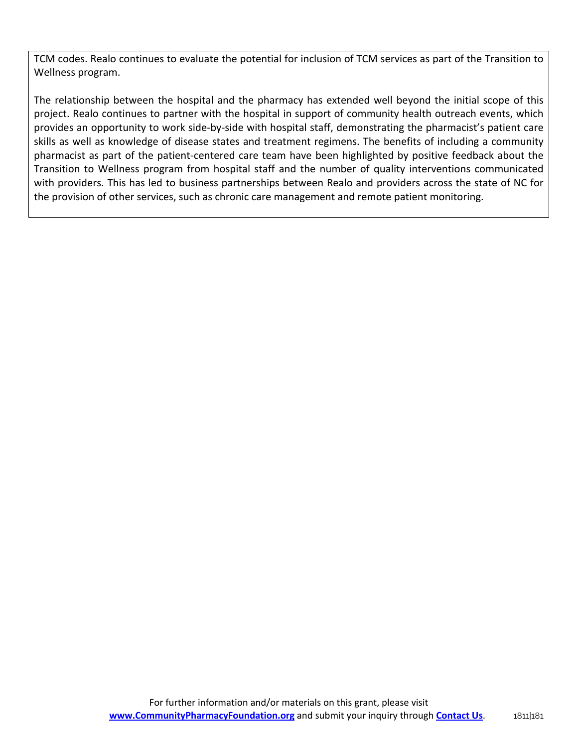TCM codes. Realo continues to evaluate the potential for inclusion of TCM services as part of the Transition to Wellness program.

The relationship between the hospital and the pharmacy has extended well beyond the initial scope of this project. Realo continues to partner with the hospital in support of community health outreach events, which provides an opportunity to work side-by-side with hospital staff, demonstrating the pharmacist's patient care skills as well as knowledge of disease states and treatment regimens. The benefits of including a community pharmacist as part of the patient-centered care team have been highlighted by positive feedback about the Transition to Wellness program from hospital staff and the number of quality interventions communicated with providers. This has led to business partnerships between Realo and providers across the state of NC for the provision of other services, such as chronic care management and remote patient monitoring.

For further information and/or materials on this grant, please visit **www.CommunityPharmacyFoundation.org** and submit your inquiry through **Contact Us**.